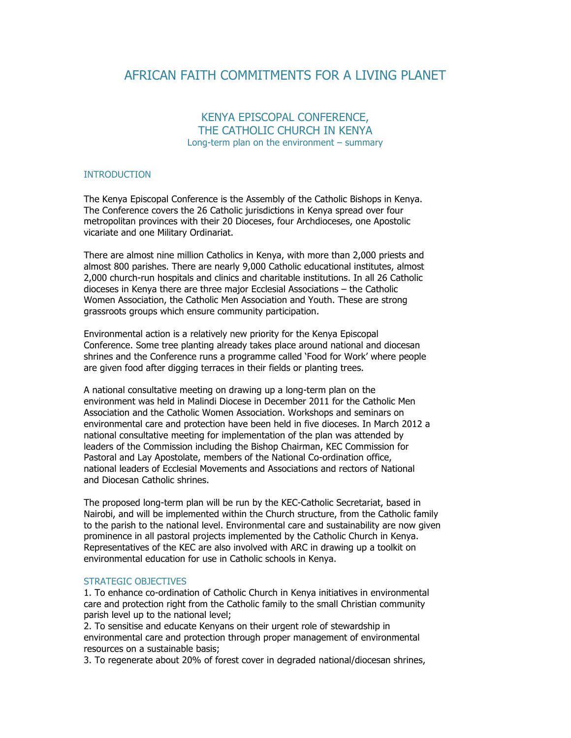# AFRICAN FAITH COMMITMENTS FOR A LIVING PLANET

## KENYA EPISCOPAL CONFERENCE, THE CATHOLIC CHURCH IN KENYA

Long-term plan on the environment – summary

### INTRODUCTION

The Kenya Episcopal Conference is the Assembly of the Catholic Bishops in Kenya. The Conference covers the 26 Catholic jurisdictions in Kenya spread over four metropolitan provinces with their 20 Dioceses, four Archdioceses, one Apostolic vicariate and one Military Ordinariat.

There are almost nine million Catholics in Kenya, with more than 2,000 priests and almost 800 parishes. There are nearly 9,000 Catholic educational institutes, almost 2,000 church-run hospitals and clinics and charitable institutions. In all 26 Catholic dioceses in Kenya there are three major Ecclesial Associations – the Catholic Women Association, the Catholic Men Association and Youth. These are strong grassroots groups which ensure community participation.

Environmental action is a relatively new priority for the Kenya Episcopal Conference. Some tree planting already takes place around national and diocesan shrines and the Conference runs a programme called 'Food for Work' where people are given food after digging terraces in their fields or planting trees.

A national consultative meeting on drawing up a long-term plan on the environment was held in Malindi Diocese in December 2011 for the Catholic Men Association and the Catholic Women Association. Workshops and seminars on environmental care and protection have been held in five dioceses. In March 2012 a national consultative meeting for implementation of the plan was attended by leaders of the Commission including the Bishop Chairman, KEC Commission for Pastoral and Lay Apostolate, members of the National Co-ordination office, national leaders of Ecclesial Movements and Associations and rectors of National and Diocesan Catholic shrines.

The proposed long-term plan will be run by the KEC-Catholic Secretariat, based in Nairobi, and will be implemented within the Church structure, from the Catholic family to the parish to the national level. Environmental care and sustainability are now given prominence in all pastoral projects implemented by the Catholic Church in Kenya. Representatives of the KEC are also involved with ARC in drawing up a toolkit on environmental education for use in Catholic schools in Kenya.

### STRATEGIC OBJECTIVES

1. To enhance co-ordination of Catholic Church in Kenya initiatives in environmental care and protection right from the Catholic family to the small Christian community parish level up to the national level;
2. To sensitise and educate Kenyans on their urgent role of stewardship in environmental care and protection through proper management of environmental resources on a sustainable basis;
3. To regenerate about 20% of forest cover in degraded national/diocesan shrines,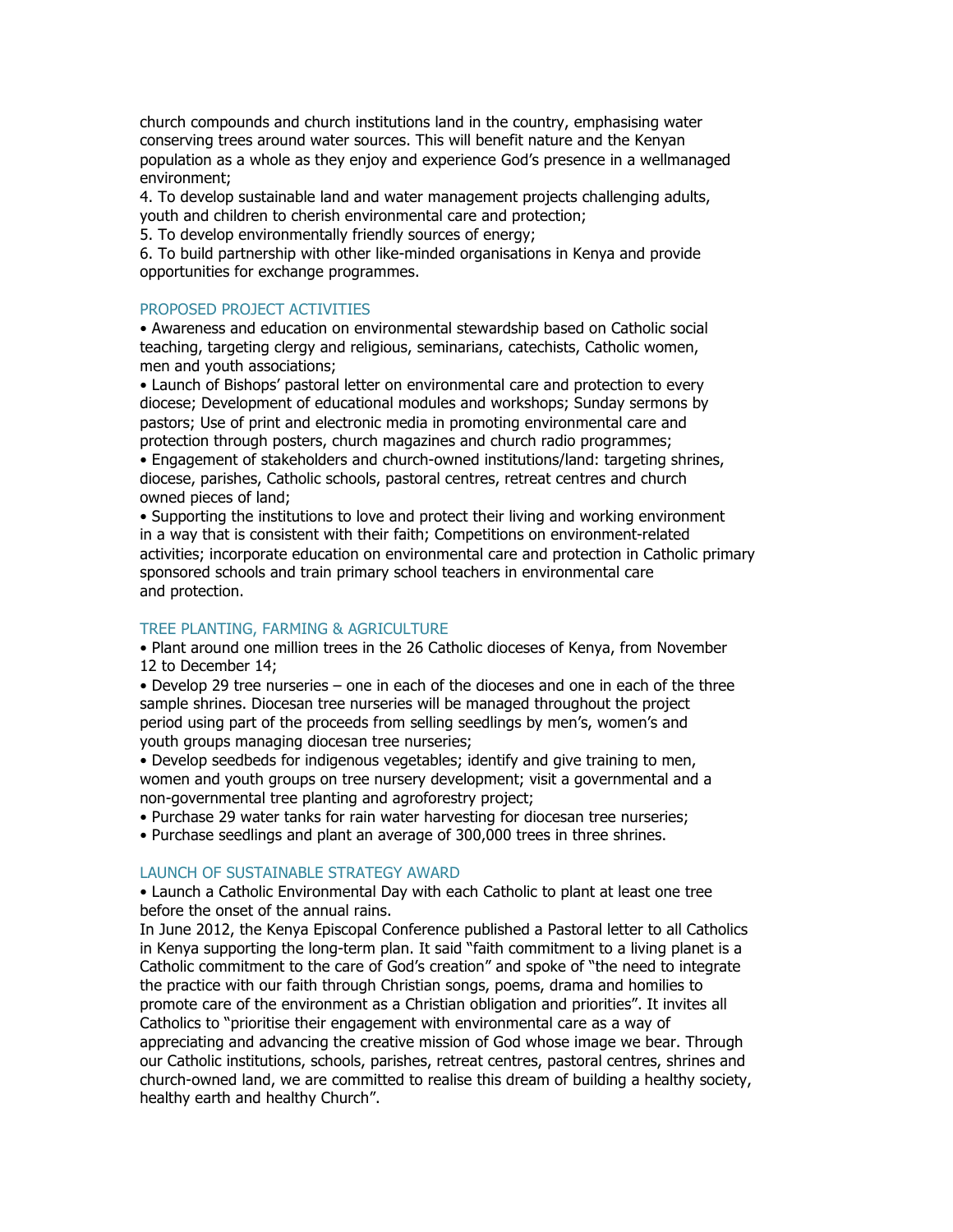church compounds and church institutions land in the country, emphasising water conserving trees around water sources. This will benefit nature and the Kenyan population as a whole as they enjoy and experience God's presence in a wellmanaged environment;

4. To develop sustainable land and water management projects challenging adults, youth and children to cherish environmental care and protection;
5. To develop environmentally friendly sources of energy;
6. To build partnership with other like-minded organisations in Kenya and provide opportunities for exchange programmes.

## PROPOSED PROJECT ACTIVITIES

- Awareness and education on environmental stewardship based on Catholic social teaching, targeting clergy and religious, seminarians, catechists, Catholic women, men and youth associations;
- Launch of Bishops' pastoral letter on environmental care and protection to every diocese; Development of educational modules and workshops; Sunday sermons by pastors; Use of print and electronic media in promoting environmental care and protection through posters, church magazines and church radio programmes;
- Engagement of stakeholders and church-owned institutions/land: targeting shrines, diocese, parishes, Catholic schools, pastoral centres, retreat centres and church owned pieces of land;
- Supporting the institutions to love and protect their living and working environment in a way that is consistent with their faith; Competitions on environment-related activities; incorporate education on environmental care and protection in Catholic primary sponsored schools and train primary school teachers in environmental care and protection.

## TREE PLANTING, FARMING & AGRICULTURE

- Plant around one million trees in the 26 Catholic dioceses of Kenya, from November 12 to December 14;
- Develop 29 tree nurseries – one in each of the dioceses and one in each of the three sample shrines. Diocesan tree nurseries will be managed throughout the project period using part of the proceeds from selling seedlings by men's, women's and youth groups managing diocesan tree nurseries;
- Develop seedbeds for indigenous vegetables; identify and give training to men, women and youth groups on tree nursery development; visit a governmental and a non-governmental tree planting and agroforestry project;
- Purchase 29 water tanks for rain water harvesting for diocesan tree nurseries;
- Purchase seedlings and plant an average of 300,000 trees in three shrines.

## LAUNCH OF SUSTAINABLE STRATEGY AWARD

- Launch a Catholic Environmental Day with each Catholic to plant at least one tree before the onset of the annual rains.

In June 2012, the Kenya Episcopal Conference published a Pastoral letter to all Catholics in Kenya supporting the long-term plan. It said "faith commitment to a living planet is a Catholic commitment to the care of God's creation" and spoke of "the need to integrate the practice with our faith through Christian songs, poems, drama and homilies to promote care of the environment as a Christian obligation and priorities". It invites all Catholics to "prioritise their engagement with environmental care as a way of appreciating and advancing the creative mission of God whose image we bear. Through our Catholic institutions, schools, parishes, retreat centres, pastoral centres, shrines and church-owned land, we are committed to realise this dream of building a healthy society, healthy earth and healthy Church".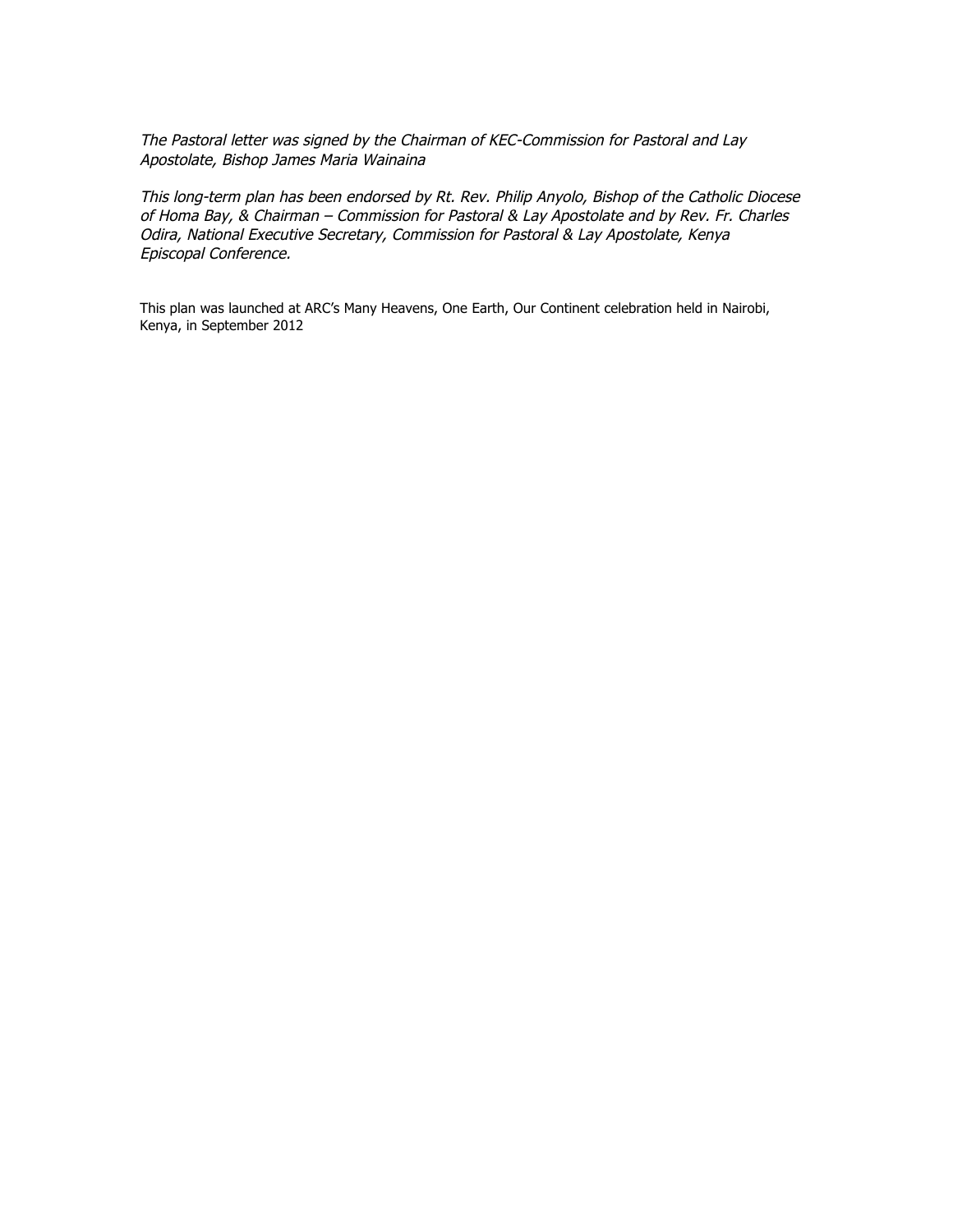*The Pastoral letter was signed by the Chairman of KEC-Commission for Pastoral and Lay Apostolate, Bishop James Maria Wainaina*

*This long-term plan has been endorsed by Rt. Rev. Philip Anyolo, Bishop of the Catholic Diocese of Homa Bay, & Chairman – Commission for Pastoral & Lay Apostolate and by Rev. Fr. Charles Odira, National Executive Secretary, Commission for Pastoral & Lay Apostolate, Kenya Episcopal Conference.*

This plan was launched at ARC's Many Heavens, One Earth, Our Continent celebration held in Nairobi, Kenya, in September 2012